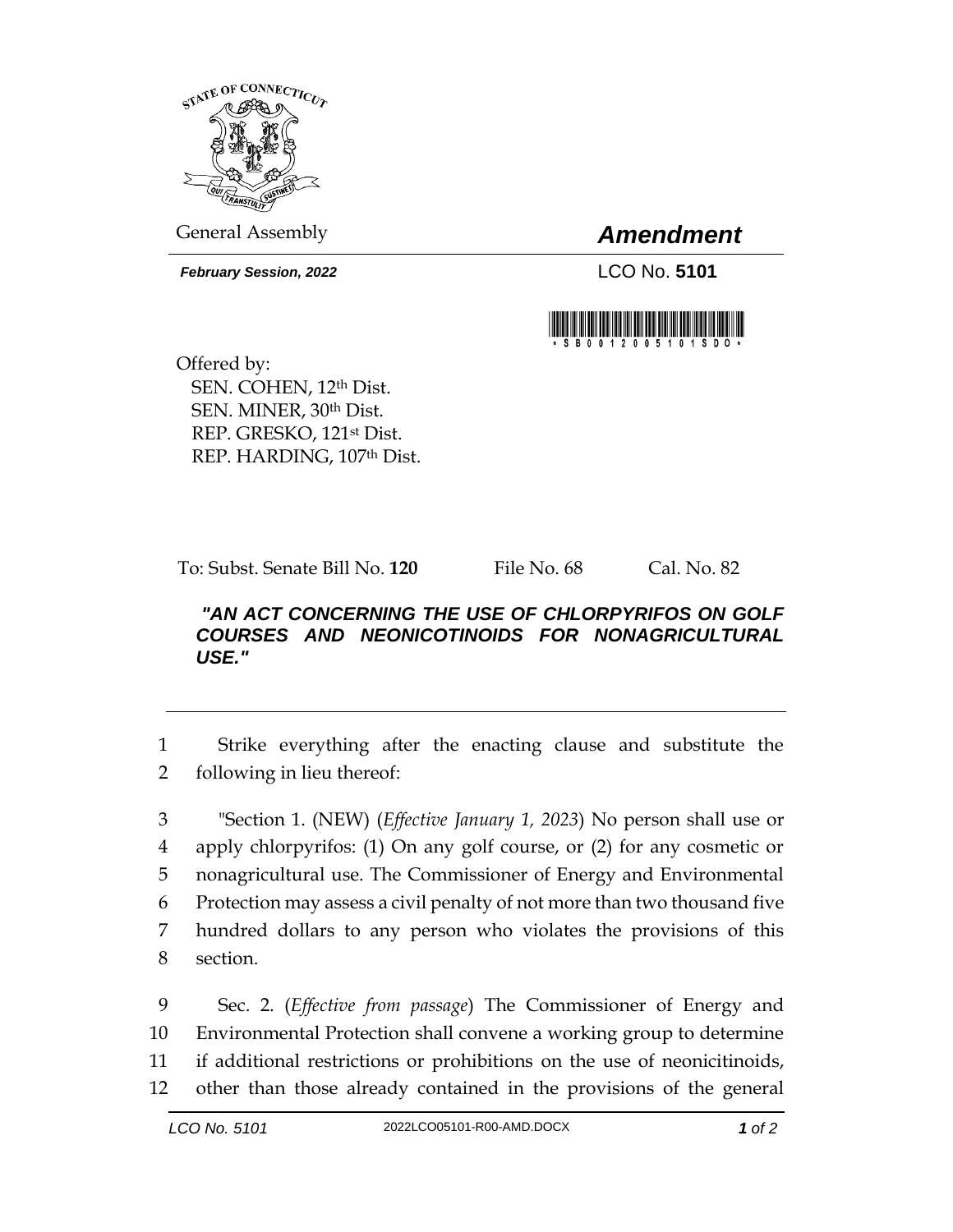STATE OF CONNECTICUT

General Assembly

# *Amendment*

***February Session, 2022***

LCO No. **5101**

\*SB00120005101SDO\*

Offered by:
SEN. COHEN, 12th Dist.
SEN. MINER, 30th Dist.
REP. GRESKO, 121st Dist.
REP. HARDING, 107th Dist.

To: Subst. Senate Bill No. **120** File No. 68 Cal. No. 82

***"AN ACT CONCERNING THE USE OF CHLORPYRIFOS ON GOLF COURSES AND NEONICOTINOIDS FOR NONAGRICULTURAL USE."***

---

1 Strike everything after the enacting clause and substitute the
2 following in lieu thereof:

3 "Section 1. (NEW) (*Effective January 1, 2023*) No person shall use or
4 apply chlorpyrifos: (1) On any golf course, or (2) for any cosmetic or
5 nonagricultural use. The Commissioner of Energy and Environmental
6 Protection may assess a civil penalty of not more than two thousand five
7 hundred dollars to any person who violates the provisions of this
8 section.

9 Sec. 2. (*Effective from passage*) The Commissioner of Energy and
10 Environmental Protection shall convene a working group to determine
11 if additional restrictions or prohibitions on the use of neonicitinoids,
12 other than those already contained in the provisions of the general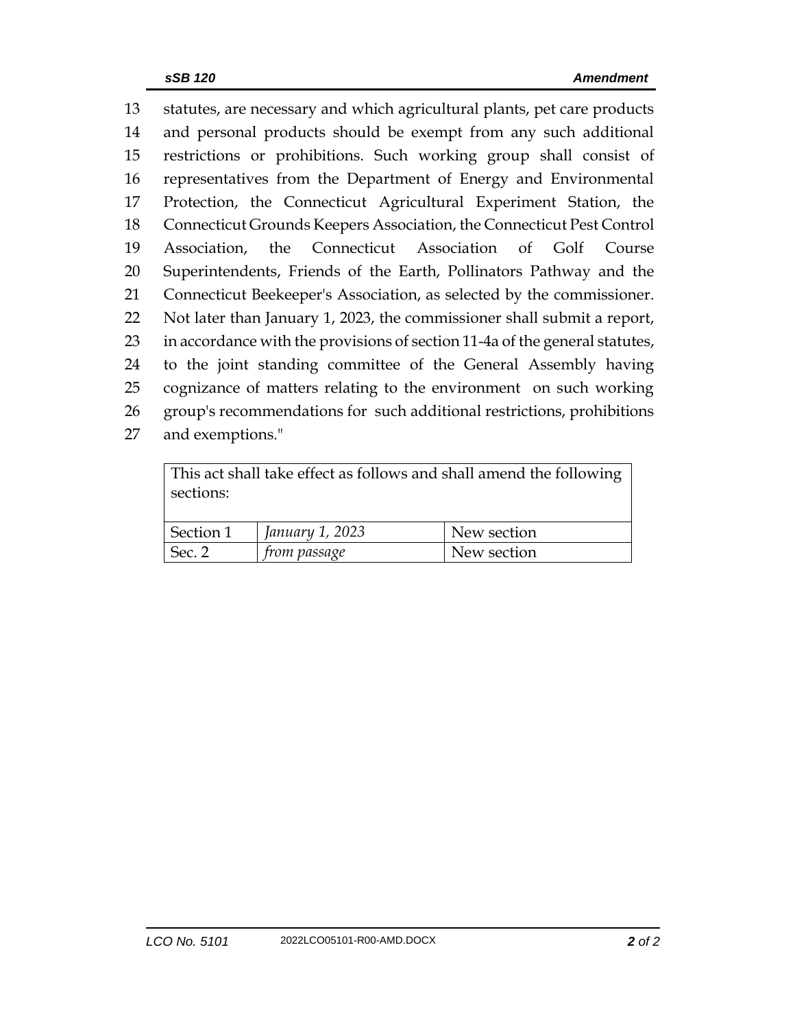13 statutes, are necessary and which agricultural plants, pet care products
14 and personal products should be exempt from any such additional
15 restrictions or prohibitions. Such working group shall consist of
16 representatives from the Department of Energy and Environmental
17 Protection, the Connecticut Agricultural Experiment Station, the
18 Connecticut Grounds Keepers Association, the Connecticut Pest Control
19 Association, the Connecticut Association of Golf Course
20 Superintendents, Friends of the Earth, Pollinators Pathway and the
21 Connecticut Beekeeper's Association, as selected by the commissioner.
22 Not later than January 1, 2023, the commissioner shall submit a report,
23 in accordance with the provisions of section 11-4a of the general statutes,
24 to the joint standing committee of the General Assembly having
25 cognizance of matters relating to the environment on such working
26 group's recommendations for such additional restrictions, prohibitions
27 and exemptions."

This act shall take effect as follows and shall amend the following sections:

| | | |
|---|---|---|
| Section 1 | *January 1, 2023* | New section |
| Sec. 2 | *from passage* | New section |